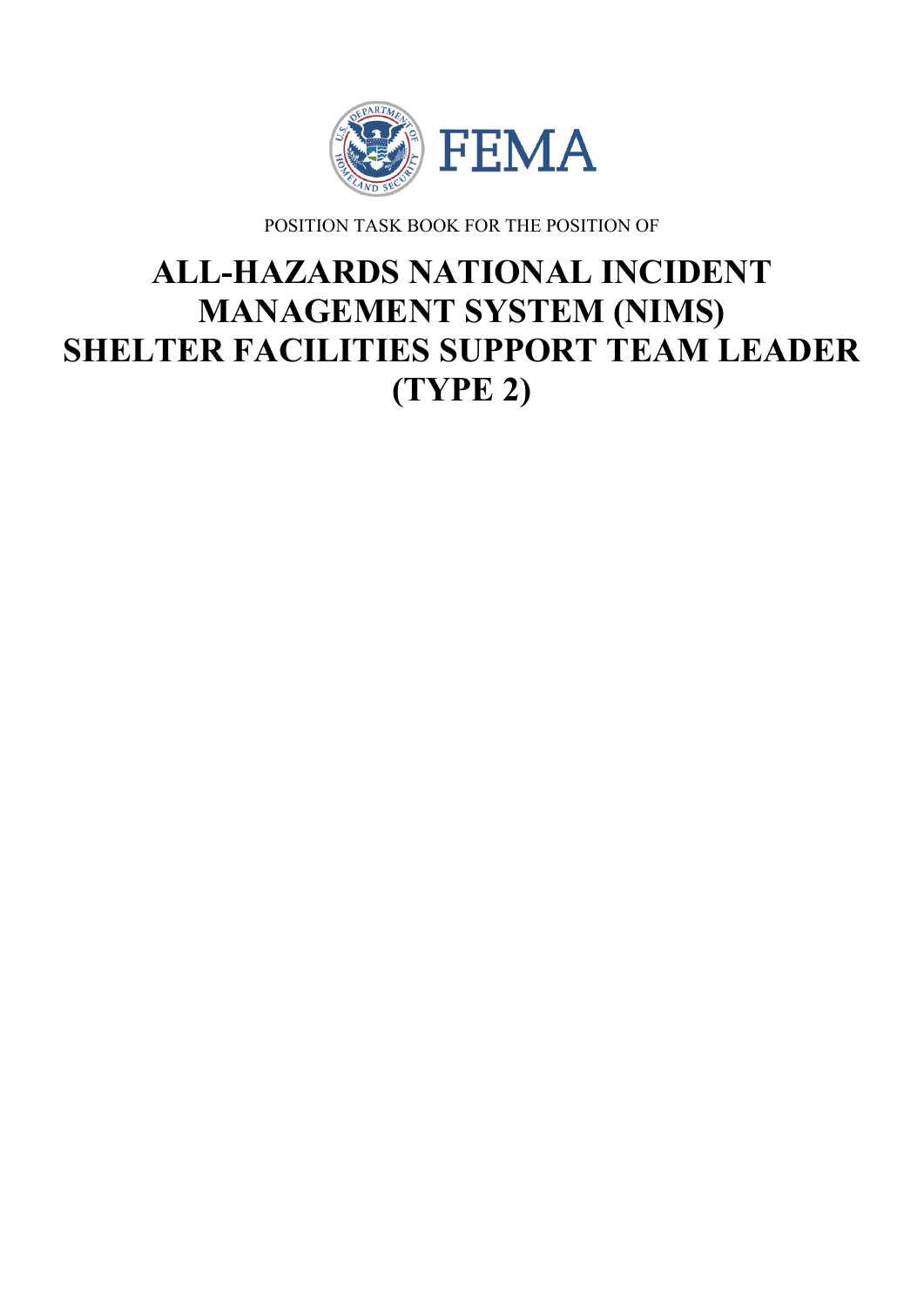POSITION TASK BOOK FOR THE POSITION OF

# ALL-HAZARDS NATIONAL INCIDENT MANAGEMENT SYSTEM (NIMS) SHELTER FACILITIES SUPPORT TEAM LEADER (TYPE 2)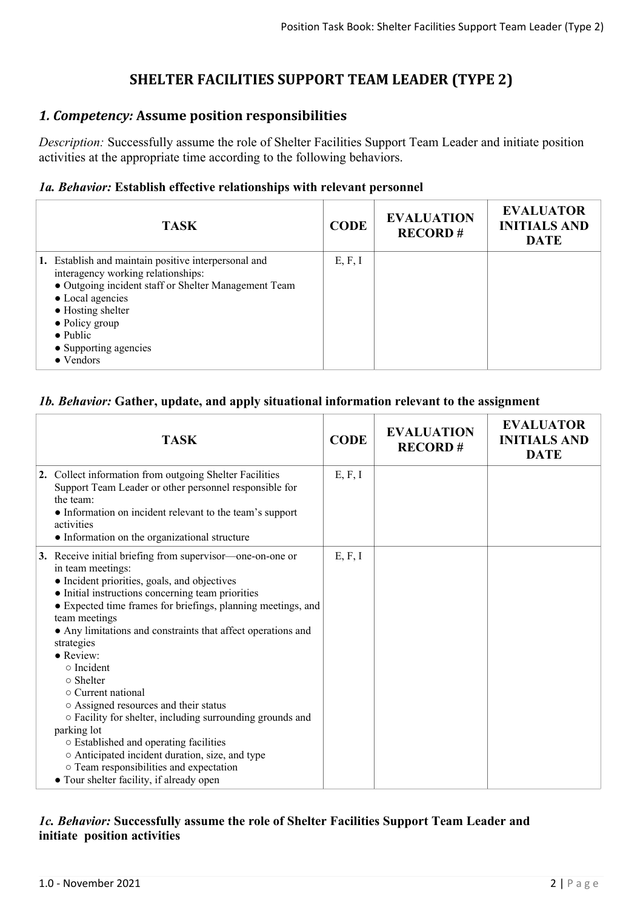# SHELTER FACILITIES SUPPORT TEAM LEADER (TYPE 2)

## *1. Competency:* Assume position responsibilities

*Description:* Successfully assume the role of Shelter Facilities Support Team Leader and initiate position activities at the appropriate time according to the following behaviors.

### *1a. Behavior:* Establish effective relationships with relevant personnel

| TASK | CODE | EVALUATION RECORD # | EVALUATOR INITIALS AND DATE |
|---|---|---|---|
| **1.** Establish and maintain positive interpersonal and interagency working relationships:<br>● Outgoing incident staff or Shelter Management Team<br>● Local agencies<br>● Hosting shelter<br>● Policy group<br>● Public<br>● Supporting agencies<br>● Vendors | E, F, I | | |

### *1b. Behavior:* Gather, update, and apply situational information relevant to the assignment

| TASK | CODE | EVALUATION RECORD # | EVALUATOR INITIALS AND DATE |
|---|---|---|---|
| **2.** Collect information from outgoing Shelter Facilities Support Team Leader or other personnel responsible for the team:<br>● Information on incident relevant to the team's support activities<br>● Information on the organizational structure | E, F, I | | |
| **3.** Receive initial briefing from supervisor—one-on-one or in team meetings:<br>● Incident priorities, goals, and objectives<br>● Initial instructions concerning team priorities<br>● Expected time frames for briefings, planning meetings, and team meetings<br>● Any limitations and constraints that affect operations and strategies<br>● Review:<br>○ Incident<br>○ Shelter<br>○ Current national<br>○ Assigned resources and their status<br>○ Facility for shelter, including surrounding grounds and parking lot<br>○ Established and operating facilities<br>○ Anticipated incident duration, size, and type<br>○ Team responsibilities and expectation<br>● Tour shelter facility, if already open | E, F, I | | |

### *1c. Behavior:* Successfully assume the role of Shelter Facilities Support Team Leader and initiate position activities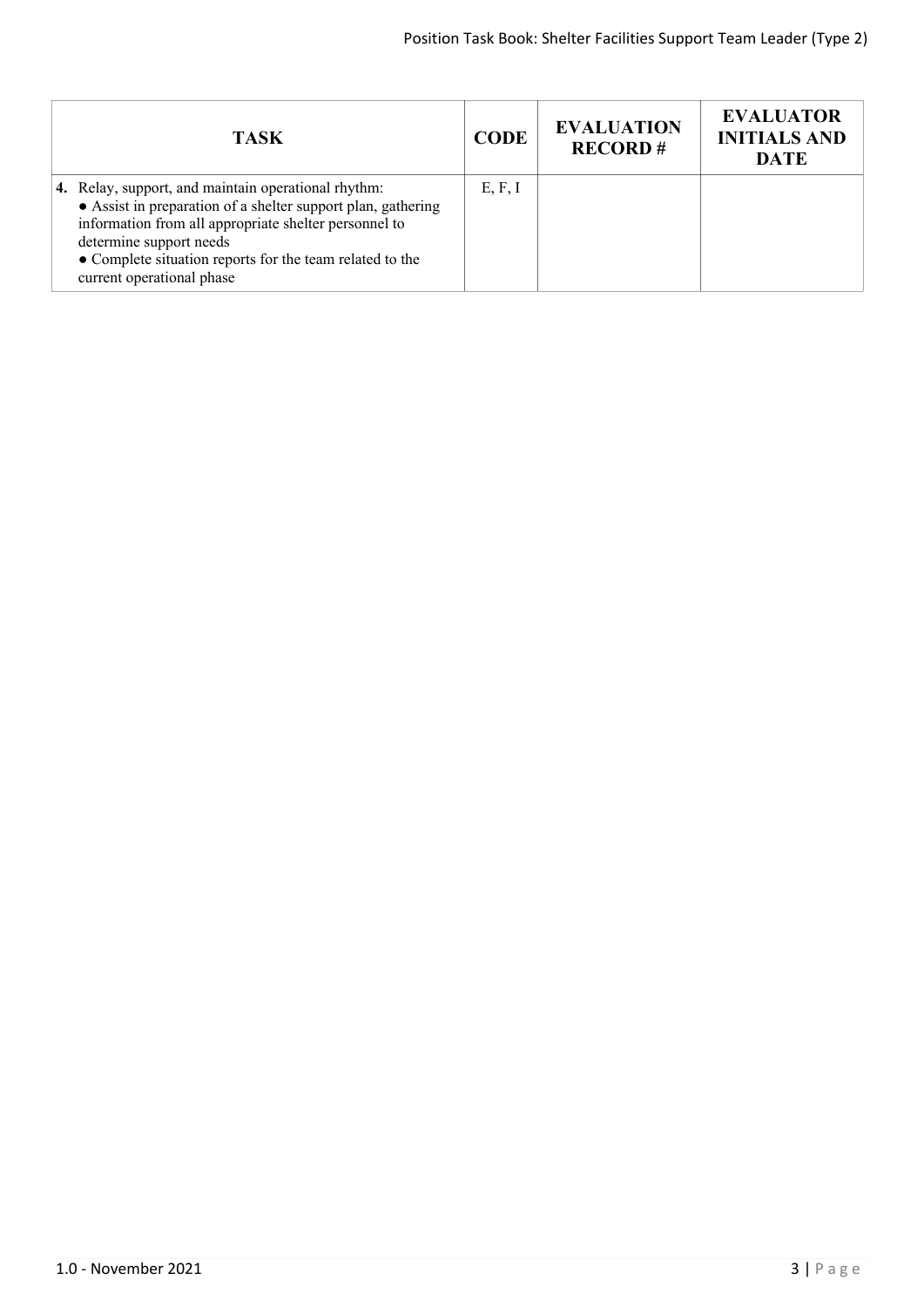| TASK | CODE | EVALUATION RECORD # | EVALUATOR INITIALS AND DATE |
|---|---|---|---|
| **4.** Relay, support, and maintain operational rhythm:<br>● Assist in preparation of a shelter support plan, gathering information from all appropriate shelter personnel to determine support needs<br>● Complete situation reports for the team related to the current operational phase | E, F, I | | |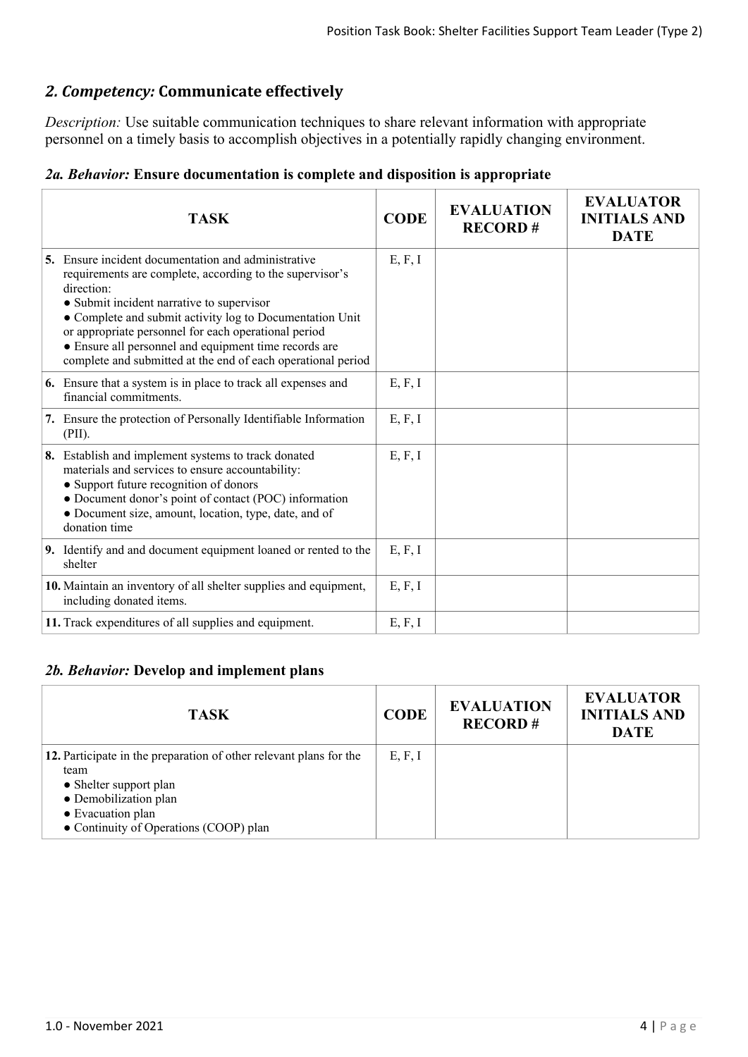## *2. Competency:* Communicate effectively

*Description:* Use suitable communication techniques to share relevant information with appropriate personnel on a timely basis to accomplish objectives in a potentially rapidly changing environment.

### *2a. Behavior:* Ensure documentation is complete and disposition is appropriate

| TASK | CODE | EVALUATION RECORD # | EVALUATOR INITIALS AND DATE |
|---|---|---|---|
| **5.** Ensure incident documentation and administrative requirements are complete, according to the supervisor's direction:<br>● Submit incident narrative to supervisor<br>● Complete and submit activity log to Documentation Unit or appropriate personnel for each operational period<br>● Ensure all personnel and equipment time records are complete and submitted at the end of each operational period | E, F, I | | |
| **6.** Ensure that a system is in place to track all expenses and financial commitments. | E, F, I | | |
| **7.** Ensure the protection of Personally Identifiable Information (PII). | E, F, I | | |
| **8.** Establish and implement systems to track donated materials and services to ensure accountability:<br>● Support future recognition of donors<br>● Document donor's point of contact (POC) information<br>● Document size, amount, location, type, date, and of donation time | E, F, I | | |
| **9.** Identify and and document equipment loaned or rented to the shelter | E, F, I | | |
| **10.** Maintain an inventory of all shelter supplies and equipment, including donated items. | E, F, I | | |
| **11.** Track expenditures of all supplies and equipment. | E, F, I | | |

### *2b. Behavior:* Develop and implement plans

| TASK | CODE | EVALUATION RECORD # | EVALUATOR INITIALS AND DATE |
|---|---|---|---|
| **12.** Participate in the preparation of other relevant plans for the team<br>● Shelter support plan<br>● Demobilization plan<br>● Evacuation plan<br>● Continuity of Operations (COOP) plan | E, F, I | | |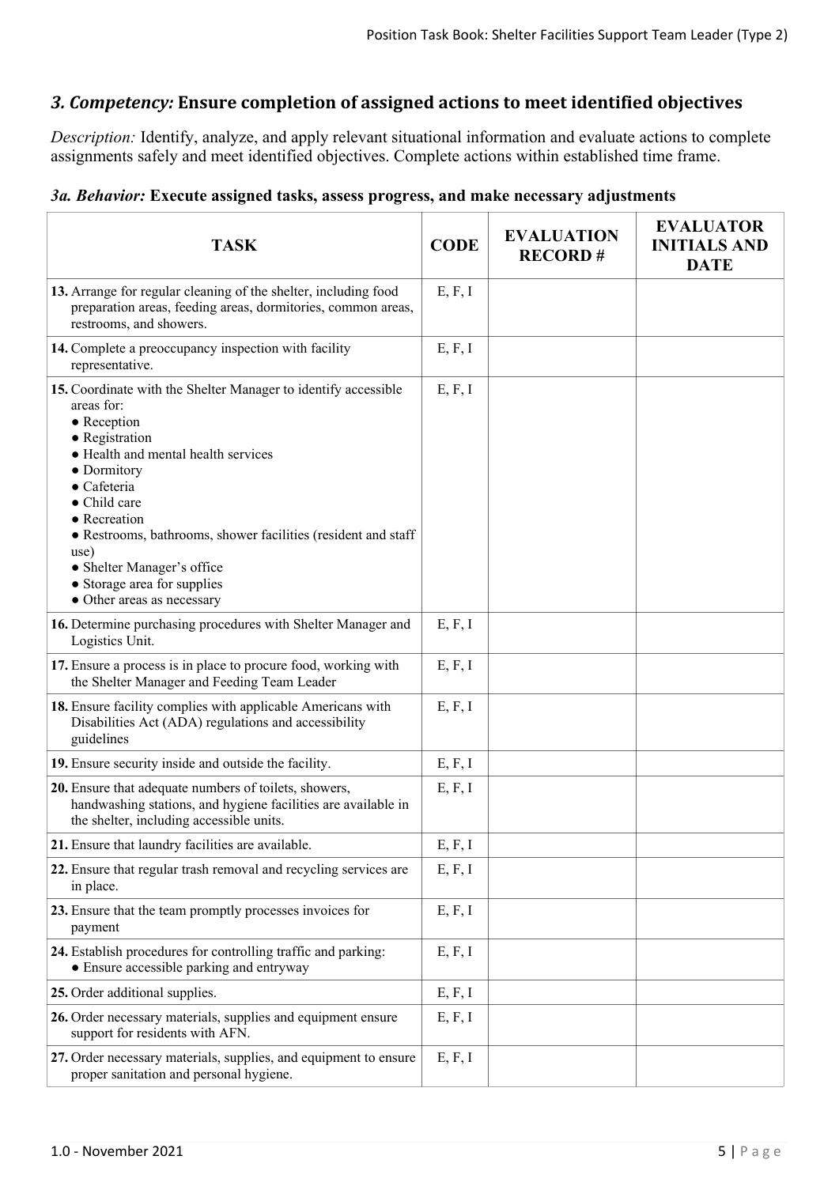## *3. Competency:* Ensure completion of assigned actions to meet identified objectives

*Description:* Identify, analyze, and apply relevant situational information and evaluate actions to complete assignments safely and meet identified objectives. Complete actions within established time frame.

### *3a. Behavior:* Execute assigned tasks, assess progress, and make necessary adjustments

| TASK | CODE | EVALUATION RECORD # | EVALUATOR INITIALS AND DATE |
|---|---|---|---|
| **13.** Arrange for regular cleaning of the shelter, including food preparation areas, feeding areas, dormitories, common areas, restrooms, and showers. | E, F, I | | |
| **14.** Complete a preoccupancy inspection with facility representative. | E, F, I | | |
| **15.** Coordinate with the Shelter Manager to identify accessible areas for:<br>● Reception<br>● Registration<br>● Health and mental health services<br>● Dormitory<br>● Cafeteria<br>● Child care<br>● Recreation<br>● Restrooms, bathrooms, shower facilities (resident and staff use)<br>● Shelter Manager's office<br>● Storage area for supplies<br>● Other areas as necessary | E, F, I | | |
| **16.** Determine purchasing procedures with Shelter Manager and Logistics Unit. | E, F, I | | |
| **17.** Ensure a process is in place to procure food, working with the Shelter Manager and Feeding Team Leader | E, F, I | | |
| **18.** Ensure facility complies with applicable Americans with Disabilities Act (ADA) regulations and accessibility guidelines | E, F, I | | |
| **19.** Ensure security inside and outside the facility. | E, F, I | | |
| **20.** Ensure that adequate numbers of toilets, showers, handwashing stations, and hygiene facilities are available in the shelter, including accessible units. | E, F, I | | |
| **21.** Ensure that laundry facilities are available. | E, F, I | | |
| **22.** Ensure that regular trash removal and recycling services are in place. | E, F, I | | |
| **23.** Ensure that the team promptly processes invoices for payment | E, F, I | | |
| **24.** Establish procedures for controlling traffic and parking:<br>● Ensure accessible parking and entryway | E, F, I | | |
| **25.** Order additional supplies. | E, F, I | | |
| **26.** Order necessary materials, supplies and equipment ensure support for residents with AFN. | E, F, I | | |
| **27.** Order necessary materials, supplies, and equipment to ensure proper sanitation and personal hygiene. | E, F, I | | |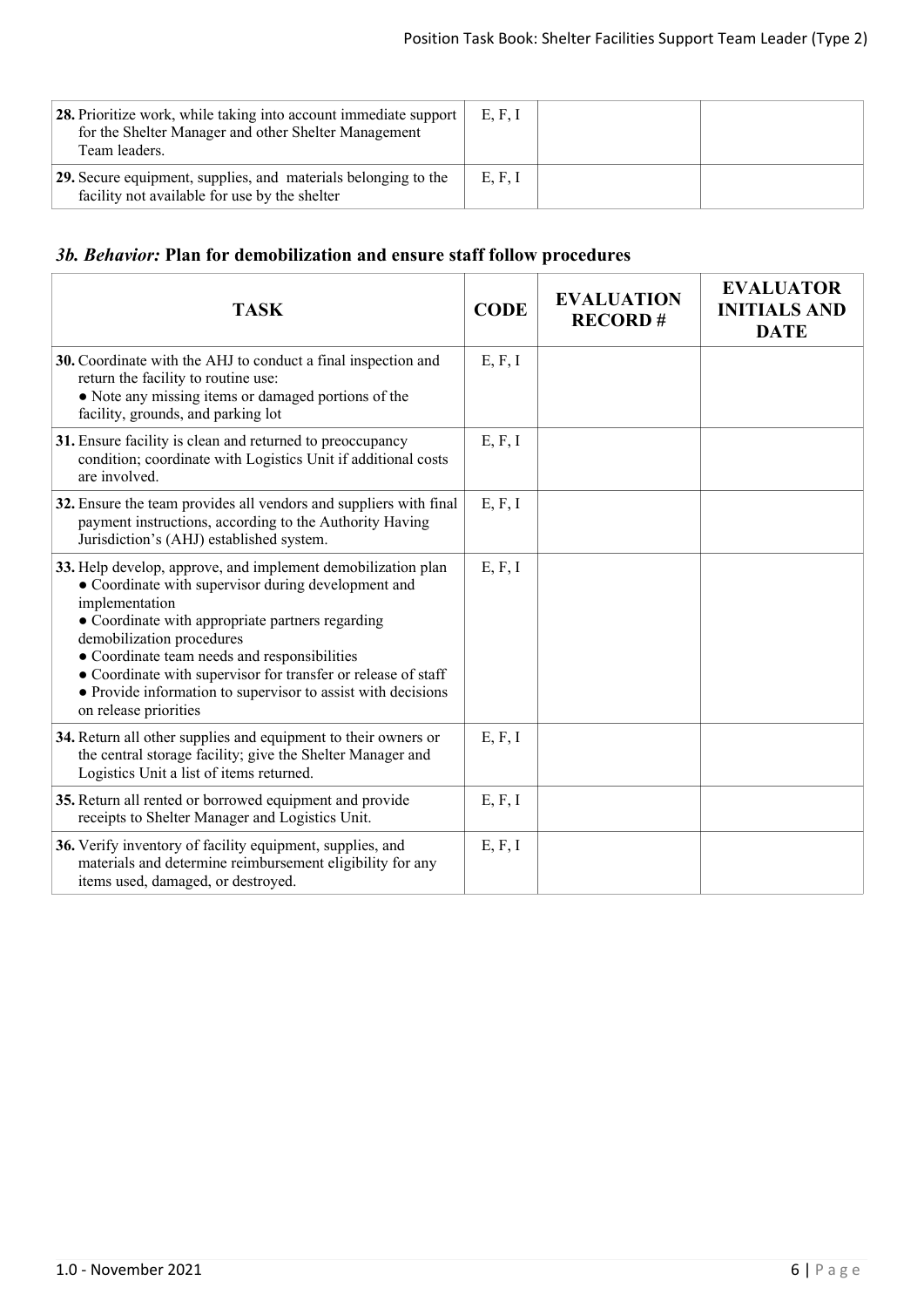| TASK | CODE | EVALUATION RECORD # | EVALUATOR INITIALS AND DATE |
|---|---|---|---|
| **28.** Prioritize work, while taking into account immediate support for the Shelter Manager and other Shelter Management Team leaders. | E, F, I | | |
| **29.** Secure equipment, supplies, and materials belonging to the facility not available for use by the shelter | E, F, I | | |

### *3b. Behavior:* Plan for demobilization and ensure staff follow procedures

| TASK | CODE | EVALUATION RECORD # | EVALUATOR INITIALS AND DATE |
|---|---|---|---|
| **30.** Coordinate with the AHJ to conduct a final inspection and return the facility to routine use:<br>● Note any missing items or damaged portions of the facility, grounds, and parking lot | E, F, I | | |
| **31.** Ensure facility is clean and returned to preoccupancy condition; coordinate with Logistics Unit if additional costs are involved. | E, F, I | | |
| **32.** Ensure the team provides all vendors and suppliers with final payment instructions, according to the Authority Having Jurisdiction's (AHJ) established system. | E, F, I | | |
| **33.** Help develop, approve, and implement demobilization plan<br>● Coordinate with supervisor during development and implementation<br>● Coordinate with appropriate partners regarding demobilization procedures<br>● Coordinate team needs and responsibilities<br>● Coordinate with supervisor for transfer or release of staff<br>● Provide information to supervisor to assist with decisions on release priorities | E, F, I | | |
| **34.** Return all other supplies and equipment to their owners or the central storage facility; give the Shelter Manager and Logistics Unit a list of items returned. | E, F, I | | |
| **35.** Return all rented or borrowed equipment and provide receipts to Shelter Manager and Logistics Unit. | E, F, I | | |
| **36.** Verify inventory of facility equipment, supplies, and materials and determine reimbursement eligibility for any items used, damaged, or destroyed. | E, F, I | | |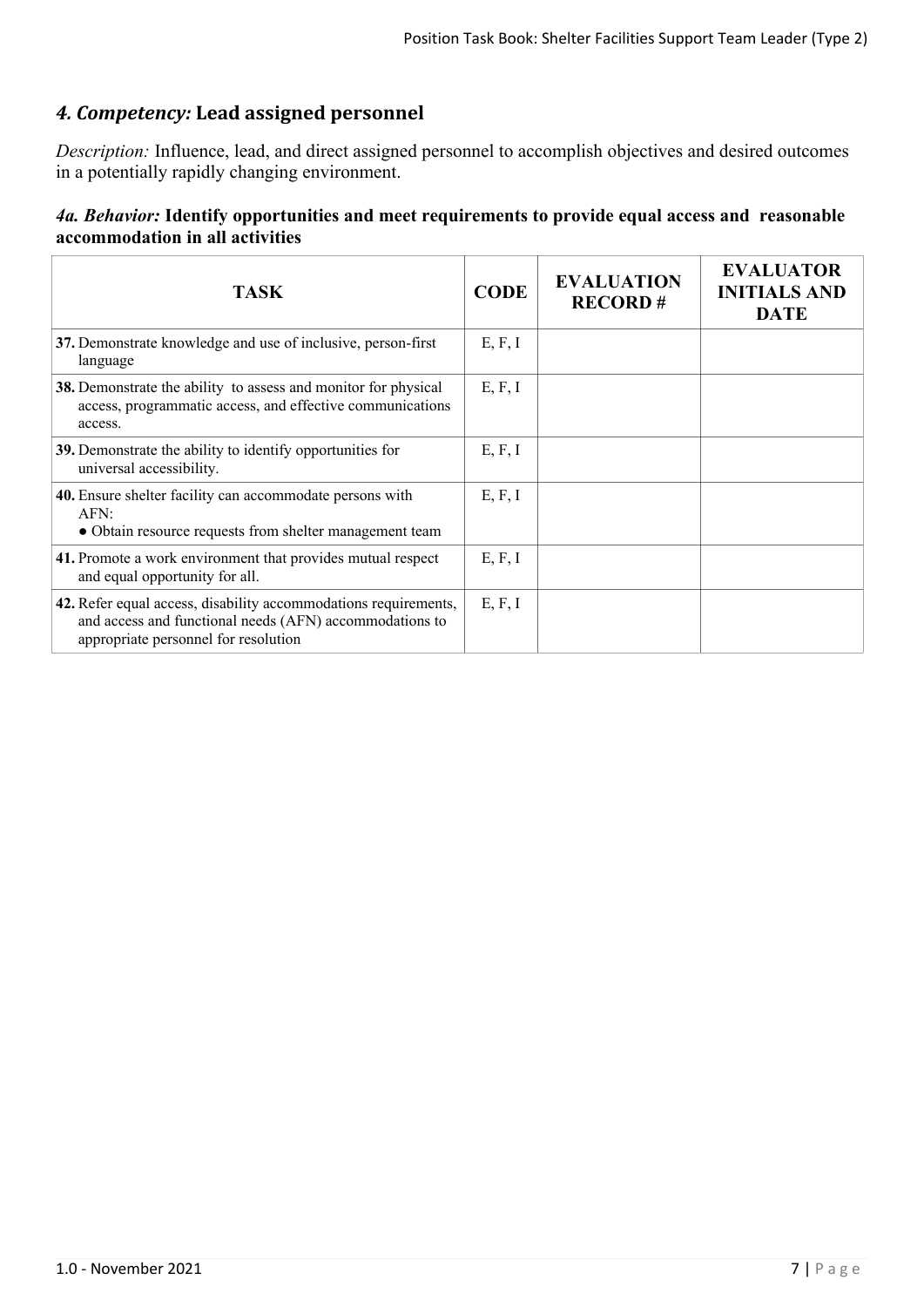## *4. Competency:* Lead assigned personnel

*Description:* Influence, lead, and direct assigned personnel to accomplish objectives and desired outcomes in a potentially rapidly changing environment.

### *4a. Behavior:* Identify opportunities and meet requirements to provide equal access and reasonable accommodation in all activities

| TASK | CODE | EVALUATION RECORD # | EVALUATOR INITIALS AND DATE |
| --- | --- | --- | --- |
| **37.** Demonstrate knowledge and use of inclusive, person-first language | E, F, I | | |
| **38.** Demonstrate the ability to assess and monitor for physical access, programmatic access, and effective communications access. | E, F, I | | |
| **39.** Demonstrate the ability to identify opportunities for universal accessibility. | E, F, I | | |
| **40.** Ensure shelter facility can accommodate persons with AFN:<br>● Obtain resource requests from shelter management team | E, F, I | | |
| **41.** Promote a work environment that provides mutual respect and equal opportunity for all. | E, F, I | | |
| **42.** Refer equal access, disability accommodations requirements, and access and functional needs (AFN) accommodations to appropriate personnel for resolution | E, F, I | | |